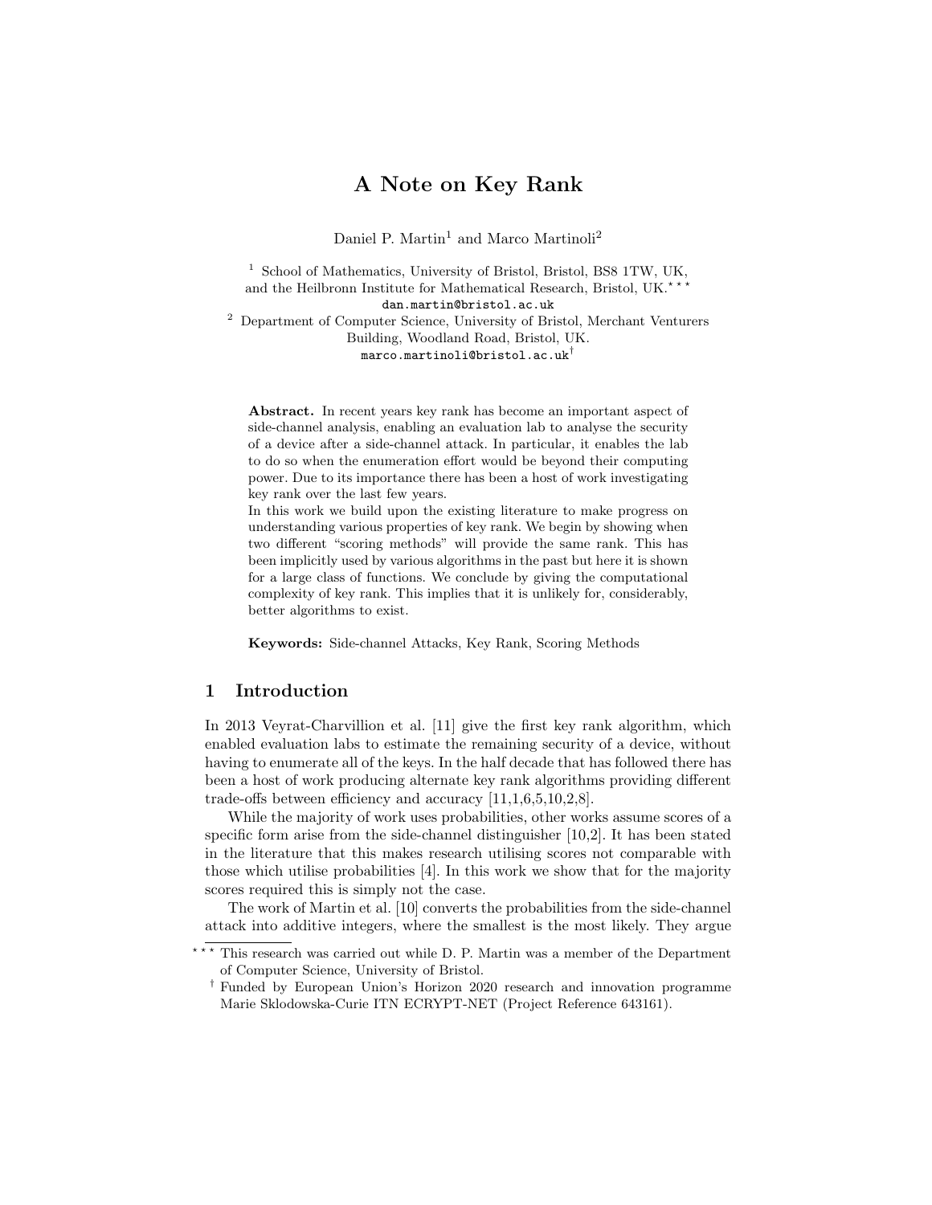# A Note on Key Rank

Daniel P. Martin[1] and Marco Martinoli[2]

[1] School of Mathematics, University of Bristol, Bristol, BS8 1TW, UK, and the Heilbronn Institute for Mathematical Research, Bristol, UK.[⋆⋆⋆]
dan.martin@bristol.ac.uk

[2] Department of Computer Science, University of Bristol, Merchant Venturers Building, Woodland Road, Bristol, UK.
marco.martinoli@bristol.ac.uk[†]

**Abstract.** In recent years key rank has become an important aspect of side-channel analysis, enabling an evaluation lab to analyse the security of a device after a side-channel attack. In particular, it enables the lab to do so when the enumeration effort would be beyond their computing power. Due to its importance there has been a host of work investigating key rank over the last few years.
In this work we build upon the existing literature to make progress on understanding various properties of key rank. We begin by showing when two different "scoring methods" will provide the same rank. This has been implicitly used by various algorithms in the past but here it is shown for a large class of functions. We conclude by giving the computational complexity of key rank. This implies that it is unlikely for, considerably, better algorithms to exist.

**Keywords:** Side-channel Attacks, Key Rank, Scoring Methods

## 1 Introduction

In 2013 Veyrat-Charvillion et al. [11] give the first key rank algorithm, which enabled evaluation labs to estimate the remaining security of a device, without having to enumerate all of the keys. In the half decade that has followed there has been a host of work producing alternate key rank algorithms providing different trade-offs between efficiency and accuracy [11,1,6,5,10,2,8].

While the majority of work uses probabilities, other works assume scores of a specific form arise from the side-channel distinguisher [10,2]. It has been stated in the literature that this makes research utilising scores not comparable with those which utilise probabilities [4]. In this work we show that for the majority scores required this is simply not the case.

The work of Martin et al. [10] converts the probabilities from the side-channel attack into additive integers, where the smallest is the most likely. They argue

[⋆⋆⋆] This research was carried out while D. P. Martin was a member of the Department of Computer Science, University of Bristol.

[†] Funded by European Union's Horizon 2020 research and innovation programme Marie Sklodowska-Curie ITN ECRYPT-NET (Project Reference 643161).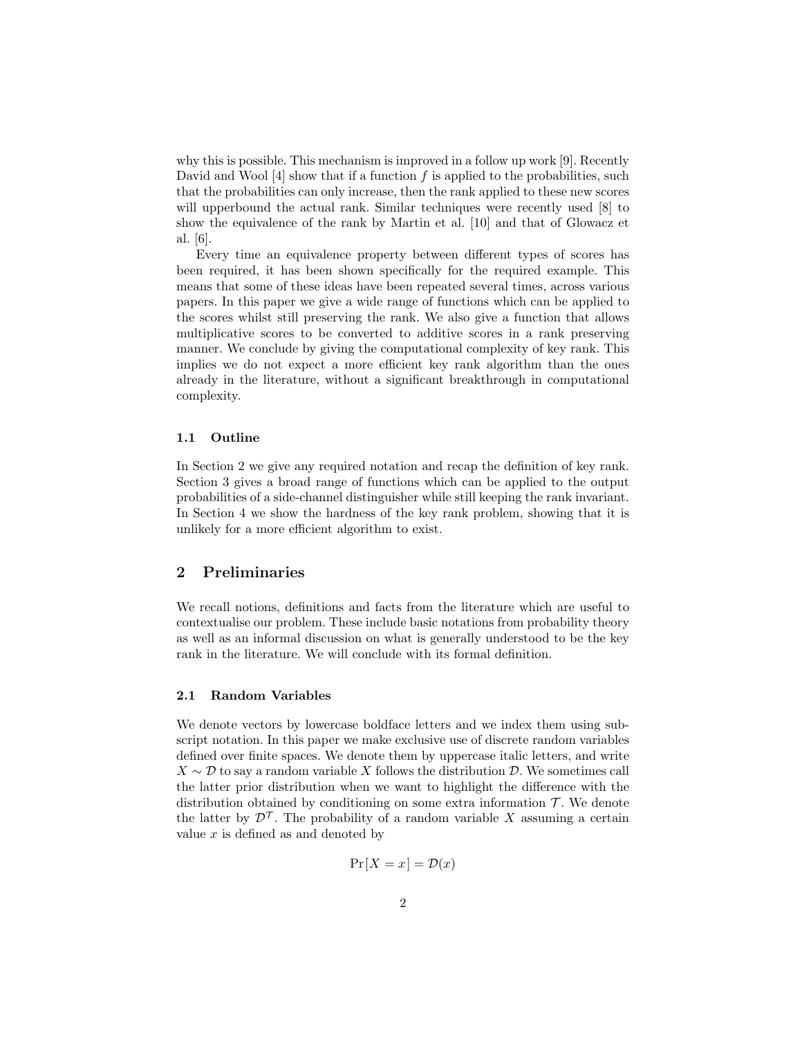why this is possible. This mechanism is improved in a follow up work [9]. Recently David and Wool [4] show that if a function $f$ is applied to the probabilities, such that the probabilities can only increase, then the rank applied to these new scores will upperbound the actual rank. Similar techniques were recently used [8] to show the equivalence of the rank by Martin et al. [10] and that of Glowacz et al. [6].

Every time an equivalence property between different types of scores has been required, it has been shown specifically for the required example. This means that some of these ideas have been repeated several times, across various papers. In this paper we give a wide range of functions which can be applied to the scores whilst still preserving the rank. We also give a function that allows multiplicative scores to be converted to additive scores in a rank preserving manner. We conclude by giving the computational complexity of key rank. This implies we do not expect a more efficient key rank algorithm than the ones already in the literature, without a significant breakthrough in computational complexity.

### 1.1 Outline

In Section 2 we give any required notation and recap the definition of key rank. Section 3 gives a broad range of functions which can be applied to the output probabilities of a side-channel distinguisher while still keeping the rank invariant. In Section 4 we show the hardness of the key rank problem, showing that it is unlikely for a more efficient algorithm to exist.

## 2 Preliminaries

We recall notions, definitions and facts from the literature which are useful to contextualise our problem. These include basic notations from probability theory as well as an informal discussion on what is generally understood to be the key rank in the literature. We will conclude with its formal definition.

### 2.1 Random Variables

We denote vectors by lowercase boldface letters and we index them using subscript notation. In this paper we make exclusive use of discrete random variables defined over finite spaces. We denote them by uppercase italic letters, and write $X \sim \mathcal{D}$ to say a random variable $X$ follows the distribution $\mathcal{D}$. We sometimes call the latter prior distribution when we want to highlight the difference with the distribution obtained by conditioning on some extra information $\mathcal{T}$. We denote the latter by $\mathcal{D}^{\mathcal{T}}$. The probability of a random variable $X$ assuming a certain value $x$ is defined as and denoted by

$$\Pr[X = x] = \mathcal{D}(x)$$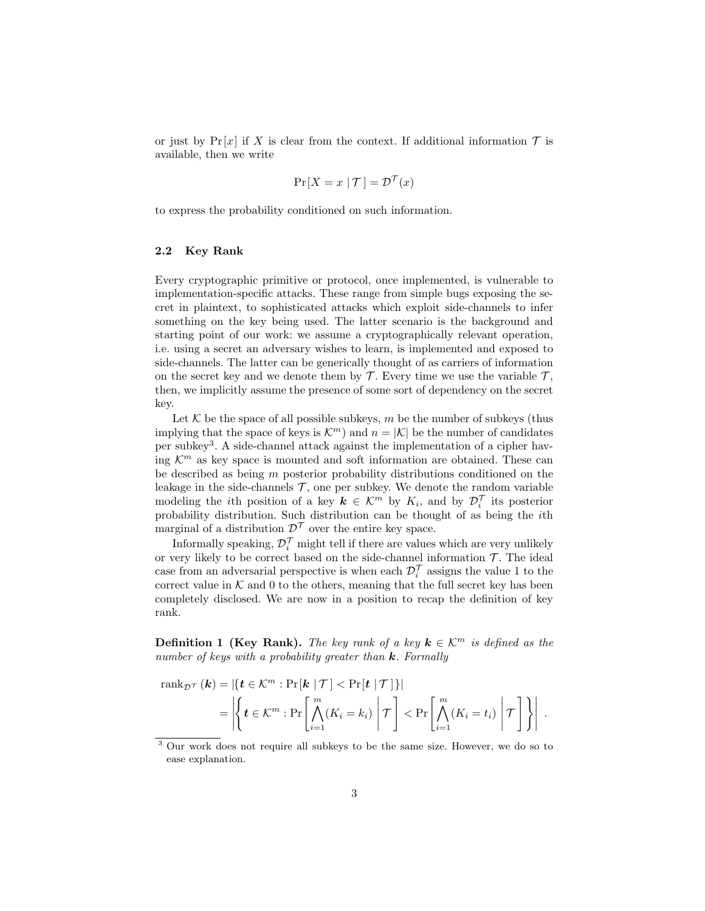or just by $\Pr[x]$ if $X$ is clear from the context. If additional information $\mathcal{T}$ is available, then we write

$$\Pr[X = x \mid \mathcal{T}] = \mathcal{D}^{\mathcal{T}}(x)$$

to express the probability conditioned on such information.

### 2.2 Key Rank

Every cryptographic primitive or protocol, once implemented, is vulnerable to implementation-specific attacks. These range from simple bugs exposing the secret in plaintext, to sophisticated attacks which exploit side-channels to infer something on the key being used. The latter scenario is the background and starting point of our work: we assume a cryptographically relevant operation, i.e. using a secret an adversary wishes to learn, is implemented and exposed to side-channels. The latter can be generically thought of as carriers of information on the secret key and we denote them by $\mathcal{T}$. Every time we use the variable $\mathcal{T}$, then, we implicitly assume the presence of some sort of dependency on the secret key.

Let $\mathcal{K}$ be the space of all possible subkeys, $m$ be the number of subkeys (thus implying that the space of keys is $\mathcal{K}^m$) and $n = |\mathcal{K}|$ be the number of candidates per subkey[3]. A side-channel attack against the implementation of a cipher having $\mathcal{K}^m$ as key space is mounted and soft information are obtained. These can be described as being $m$ posterior probability distributions conditioned on the leakage in the side-channels $\mathcal{T}$, one per subkey. We denote the random variable modeling the $i$th position of a key $\boldsymbol{k} \in \mathcal{K}^m$ by $K_i$, and by $\mathcal{D}_i^{\mathcal{T}}$ its posterior probability distribution. Such distribution can be thought of as being the $i$th marginal of a distribution $\mathcal{D}^{\mathcal{T}}$ over the entire key space.

Informally speaking, $\mathcal{D}_i^{\mathcal{T}}$ might tell if there are values which are very unlikely or very likely to be correct based on the side-channel information $\mathcal{T}$. The ideal case from an adversarial perspective is when each $\mathcal{D}_i^{\mathcal{T}}$ assigns the value 1 to the correct value in $\mathcal{K}$ and 0 to the others, meaning that the full secret key has been completely disclosed. We are now in a position to recap the definition of key rank.

**Definition 1 (Key Rank).** *The key rank of a key $\boldsymbol{k} \in \mathcal{K}^m$ is defined as the number of keys with a probability greater than $\boldsymbol{k}$. Formally*

$$\begin{aligned}
\operatorname{rank}_{\mathcal{D}^{\mathcal{T}}}(\boldsymbol{k}) &= |\{\boldsymbol{t} \in \mathcal{K}^m : \Pr[\boldsymbol{k} \mid \mathcal{T}] < \Pr[\boldsymbol{t} \mid \mathcal{T}]\}| \\
&= \left| \left\{ \boldsymbol{t} \in \mathcal{K}^m : \Pr\left[ \bigwedge_{i=1}^{m} (K_i = k_i) \,\middle|\, \mathcal{T} \right] < \Pr\left[ \bigwedge_{i=1}^{m} (K_i = t_i) \,\middle|\, \mathcal{T} \right] \right\} \right| .
\end{aligned}$$

[3] Our work does not require all subkeys to be the same size. However, we do so to ease explanation.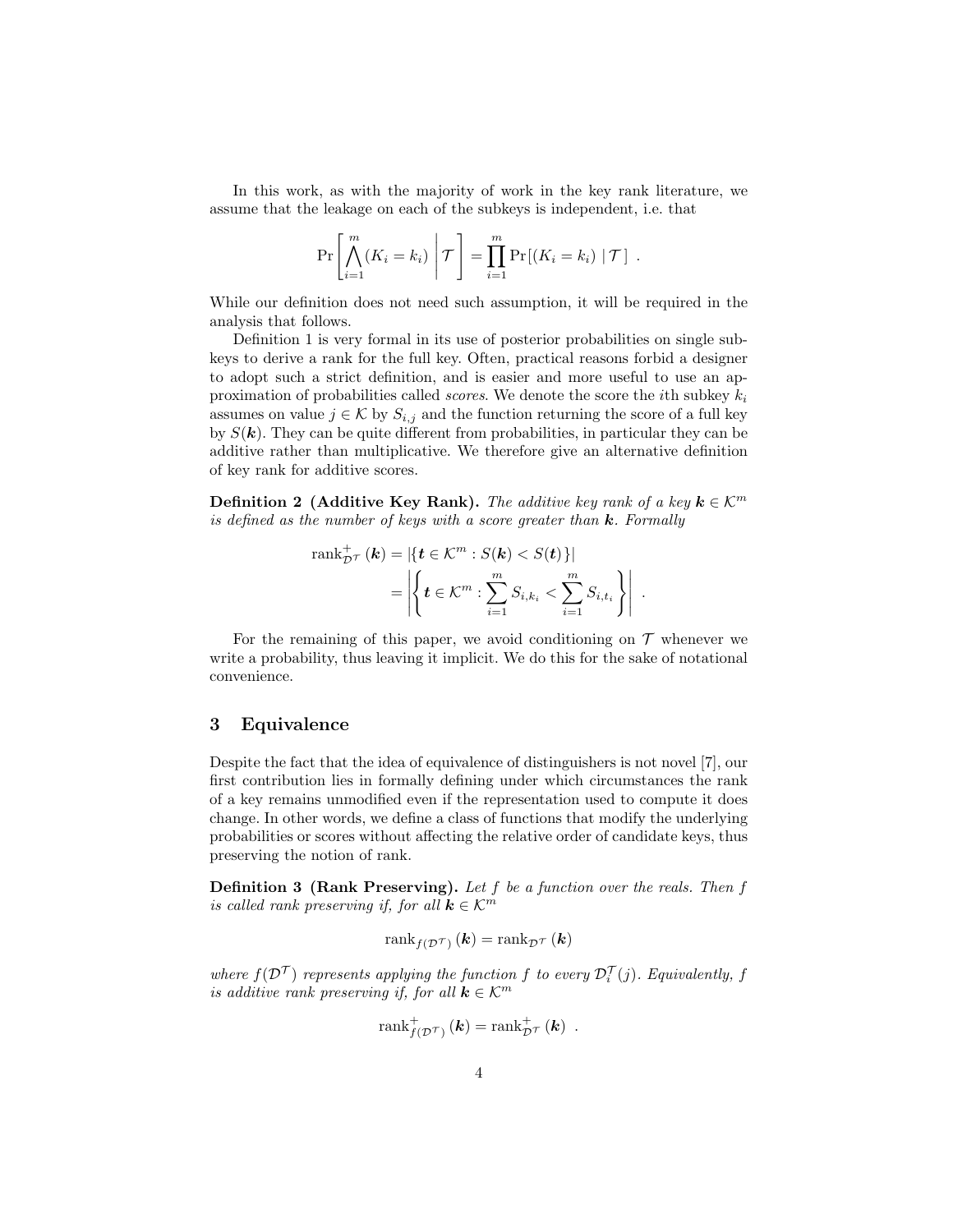In this work, as with the majority of work in the key rank literature, we assume that the leakage on each of the subkeys is independent, i.e. that

$$\Pr\left[\bigwedge_{i=1}^{m}(K_i = k_i)\;\middle|\;\mathcal{T}\right] = \prod_{i=1}^{m}\Pr\left[(K_i = k_i) \mid \mathcal{T}\,\right] \ .$$

While our definition does not need such assumption, it will be required in the analysis that follows.

Definition 1 is very formal in its use of posterior probabilities on single subkeys to derive a rank for the full key. Often, practical reasons forbid a designer to adopt such a strict definition, and is easier and more useful to use an approximation of probabilities called *scores*. We denote the score the $i$th subkey $k_i$ assumes on value $j \in \mathcal{K}$ by $S_{i,j}$ and the function returning the score of a full key by $S(\boldsymbol{k})$. They can be quite different from probabilities, in particular they can be additive rather than multiplicative. We therefore give an alternative definition of key rank for additive scores.

**Definition 2 (Additive Key Rank).** *The additive key rank of a key $\boldsymbol{k} \in \mathcal{K}^m$ is defined as the number of keys with a score greater than $\boldsymbol{k}$. Formally*

$$\begin{aligned}\mathrm{rank}^{+}_{\mathcal{D}^{\mathcal{T}}}(\boldsymbol{k}) &= \left|\{\boldsymbol{t} \in \mathcal{K}^m : S(\boldsymbol{k}) < S(\boldsymbol{t})\}\right| \\ &= \left|\left\{\boldsymbol{t} \in \mathcal{K}^m : \sum_{i=1}^{m} S_{i,k_i} < \sum_{i=1}^{m} S_{i,t_i}\right\}\right| \ .\end{aligned}$$

For the remaining of this paper, we avoid conditioning on $\mathcal{T}$ whenever we write a probability, thus leaving it implicit. We do this for the sake of notational convenience.

## 3 Equivalence

Despite the fact that the idea of equivalence of distinguishers is not novel [7], our first contribution lies in formally defining under which circumstances the rank of a key remains unmodified even if the representation used to compute it does change. In other words, we define a class of functions that modify the underlying probabilities or scores without affecting the relative order of candidate keys, thus preserving the notion of rank.

**Definition 3 (Rank Preserving).** *Let $f$ be a function over the reals. Then $f$ is called rank preserving if, for all $\boldsymbol{k} \in \mathcal{K}^m$*

$$\mathrm{rank}_{f(\mathcal{D}^{\mathcal{T}})}(\boldsymbol{k}) = \mathrm{rank}_{\mathcal{D}^{\mathcal{T}}}(\boldsymbol{k})$$

*where $f(\mathcal{D}^{\mathcal{T}})$ represents applying the function $f$ to every $\mathcal{D}_i^{\mathcal{T}}(j)$. Equivalently, $f$ is additive rank preserving if, for all $\boldsymbol{k} \in \mathcal{K}^m$*

$$\mathrm{rank}^{+}_{f(\mathcal{D}^{\mathcal{T}})}(\boldsymbol{k}) = \mathrm{rank}^{+}_{\mathcal{D}^{\mathcal{T}}}(\boldsymbol{k}) \ .$$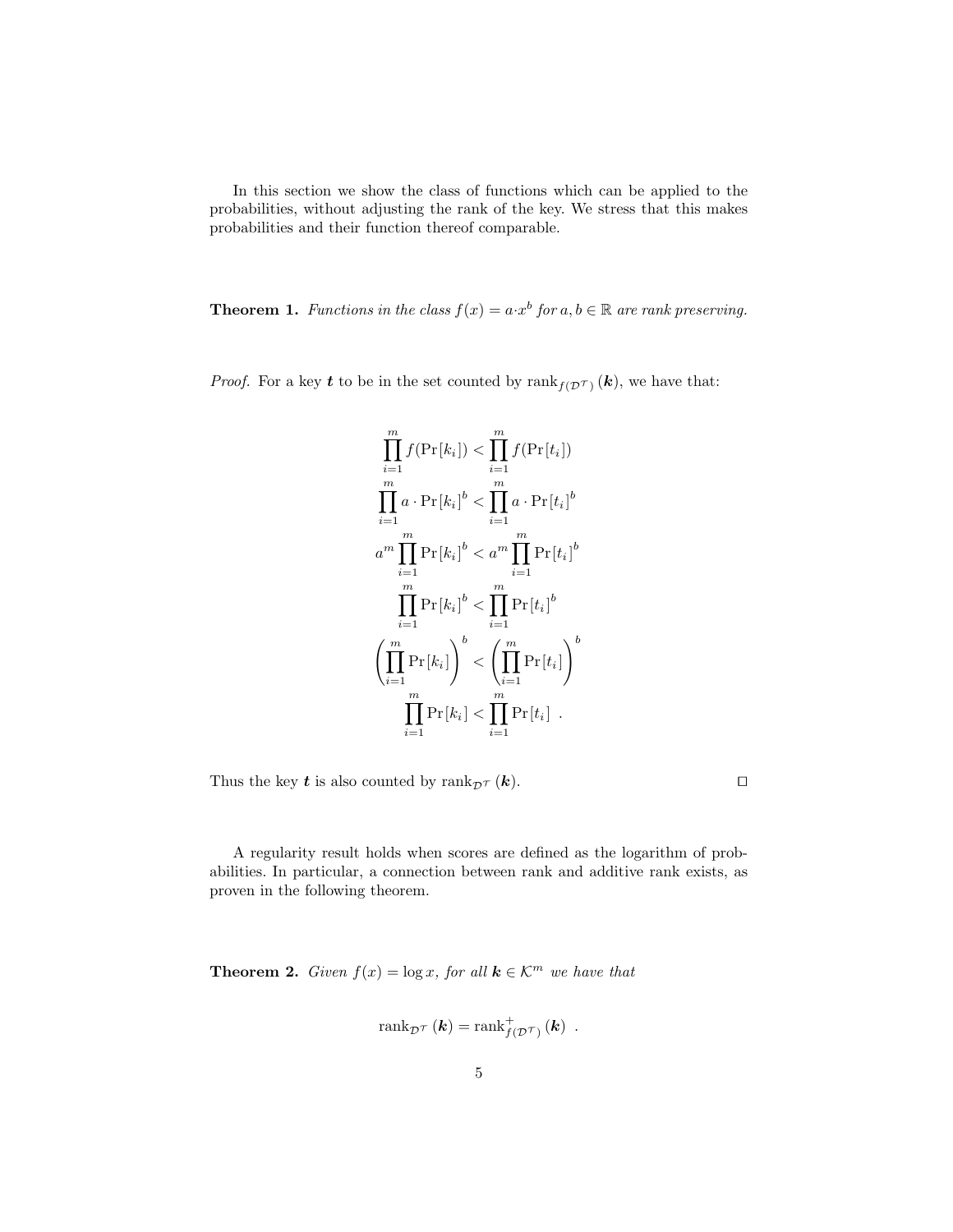In this section we show the class of functions which can be applied to the probabilities, without adjusting the rank of the key. We stress that this makes probabilities and their function thereof comparable.

**Theorem 1.** *Functions in the class $f(x) = a \cdot x^b$ for $a, b \in \mathbb{R}$ are rank preserving.*

*Proof.* For a key $\boldsymbol{t}$ to be in the set counted by $\mathrm{rank}_{f(\mathcal{D}^{\mathcal{T}})}(\boldsymbol{k})$, we have that:

$$
\begin{aligned}
\prod_{i=1}^{m} f(\Pr[k_i]) &< \prod_{i=1}^{m} f(\Pr[t_i]) \\
\prod_{i=1}^{m} a \cdot \Pr[k_i]^b &< \prod_{i=1}^{m} a \cdot \Pr[t_i]^b \\
a^m \prod_{i=1}^{m} \Pr[k_i]^b &< a^m \prod_{i=1}^{m} \Pr[t_i]^b \\
\prod_{i=1}^{m} \Pr[k_i]^b &< \prod_{i=1}^{m} \Pr[t_i]^b \\
\left(\prod_{i=1}^{m} \Pr[k_i]\right)^b &< \left(\prod_{i=1}^{m} \Pr[t_i]\right)^b \\
\prod_{i=1}^{m} \Pr[k_i] &< \prod_{i=1}^{m} \Pr[t_i] \ .
\end{aligned}
$$

Thus the key $\boldsymbol{t}$ is also counted by $\mathrm{rank}_{\mathcal{D}^{\mathcal{T}}}(\boldsymbol{k})$. ◻

A regularity result holds when scores are defined as the logarithm of probabilities. In particular, a connection between rank and additive rank exists, as proven in the following theorem.

**Theorem 2.** *Given $f(x) = \log x$, for all $\boldsymbol{k} \in \mathcal{K}^m$ we have that*

$$
\mathrm{rank}_{\mathcal{D}^{\mathcal{T}}}(\boldsymbol{k}) = \mathrm{rank}^{+}_{f(\mathcal{D}^{\mathcal{T}})}(\boldsymbol{k}) \ .
$$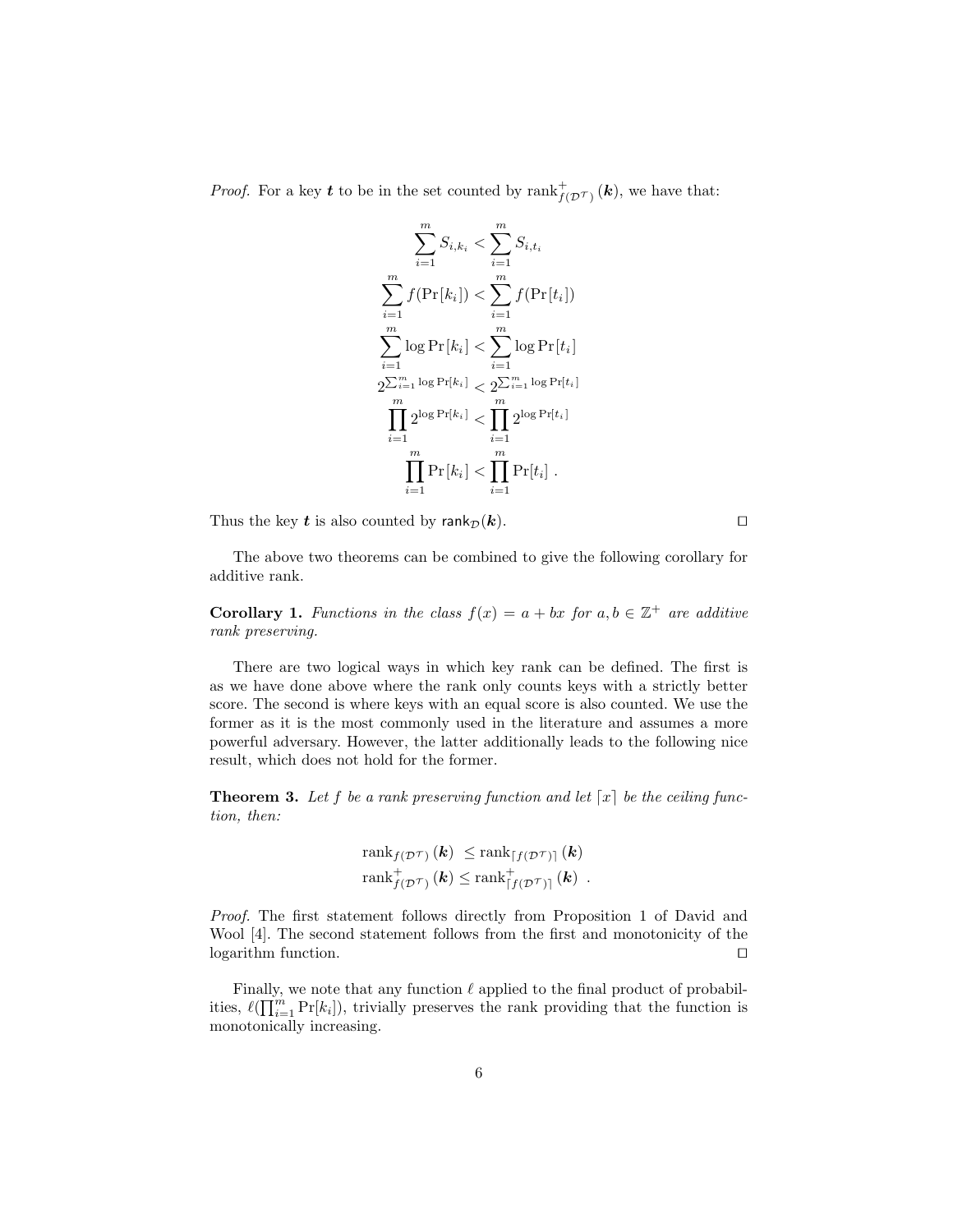*Proof.* For a key $\boldsymbol{t}$ to be in the set counted by $\text{rank}^{+}_{f(\mathcal{D}^{\mathcal{T}})}(\boldsymbol{k})$, we have that:

$$
\begin{aligned}
\sum_{i=1}^{m} S_{i,k_i} &< \sum_{i=1}^{m} S_{i,t_i} \\
\sum_{i=1}^{m} f(\Pr[k_i]) &< \sum_{i=1}^{m} f(\Pr[t_i]) \\
\sum_{i=1}^{m} \log \Pr[k_i] &< \sum_{i=1}^{m} \log \Pr[t_i] \\
2^{\sum_{i=1}^{m} \log \Pr[k_i]} &< 2^{\sum_{i=1}^{m} \log \Pr[t_i]} \\
\prod_{i=1}^{m} 2^{\log \Pr[k_i]} &< \prod_{i=1}^{m} 2^{\log \Pr[t_i]} \\
\prod_{i=1}^{m} \Pr[k_i] &< \prod_{i=1}^{m} \Pr[t_i] \ .
\end{aligned}
$$

Thus the key $\boldsymbol{t}$ is also counted by $\mathsf{rank}_{\mathcal{D}}(\boldsymbol{k})$. ◻

The above two theorems can be combined to give the following corollary for additive rank.

**Corollary 1.** *Functions in the class $f(x) = a + bx$ for $a, b \in \mathbb{Z}^{+}$ are additive rank preserving.*

There are two logical ways in which key rank can be defined. The first is as we have done above where the rank only counts keys with a strictly better score. The second is where keys with an equal score is also counted. We use the former as it is the most commonly used in the literature and assumes a more powerful adversary. However, the latter additionally leads to the following nice result, which does not hold for the former.

**Theorem 3.** *Let $f$ be a rank preserving function and let $\lceil x \rceil$ be the ceiling function, then:*

$$
\begin{aligned}
\text{rank}_{f(\mathcal{D}^{\mathcal{T}})}(\boldsymbol{k}) &\leq \text{rank}_{\lceil f(\mathcal{D}^{\mathcal{T}}) \rceil}(\boldsymbol{k}) \\
\text{rank}^{+}_{f(\mathcal{D}^{\mathcal{T}})}(\boldsymbol{k}) &\leq \text{rank}^{+}_{\lceil f(\mathcal{D}^{\mathcal{T}}) \rceil}(\boldsymbol{k}) \ .
\end{aligned}
$$

*Proof.* The first statement follows directly from Proposition 1 of David and Wool [4]. The second statement follows from the first and monotonicity of the logarithm function. ◻

Finally, we note that any function $\ell$ applied to the final product of probabilities, $\ell(\prod_{i=1}^{m} \Pr[k_i])$, trivially preserves the rank providing that the function is monotonically increasing.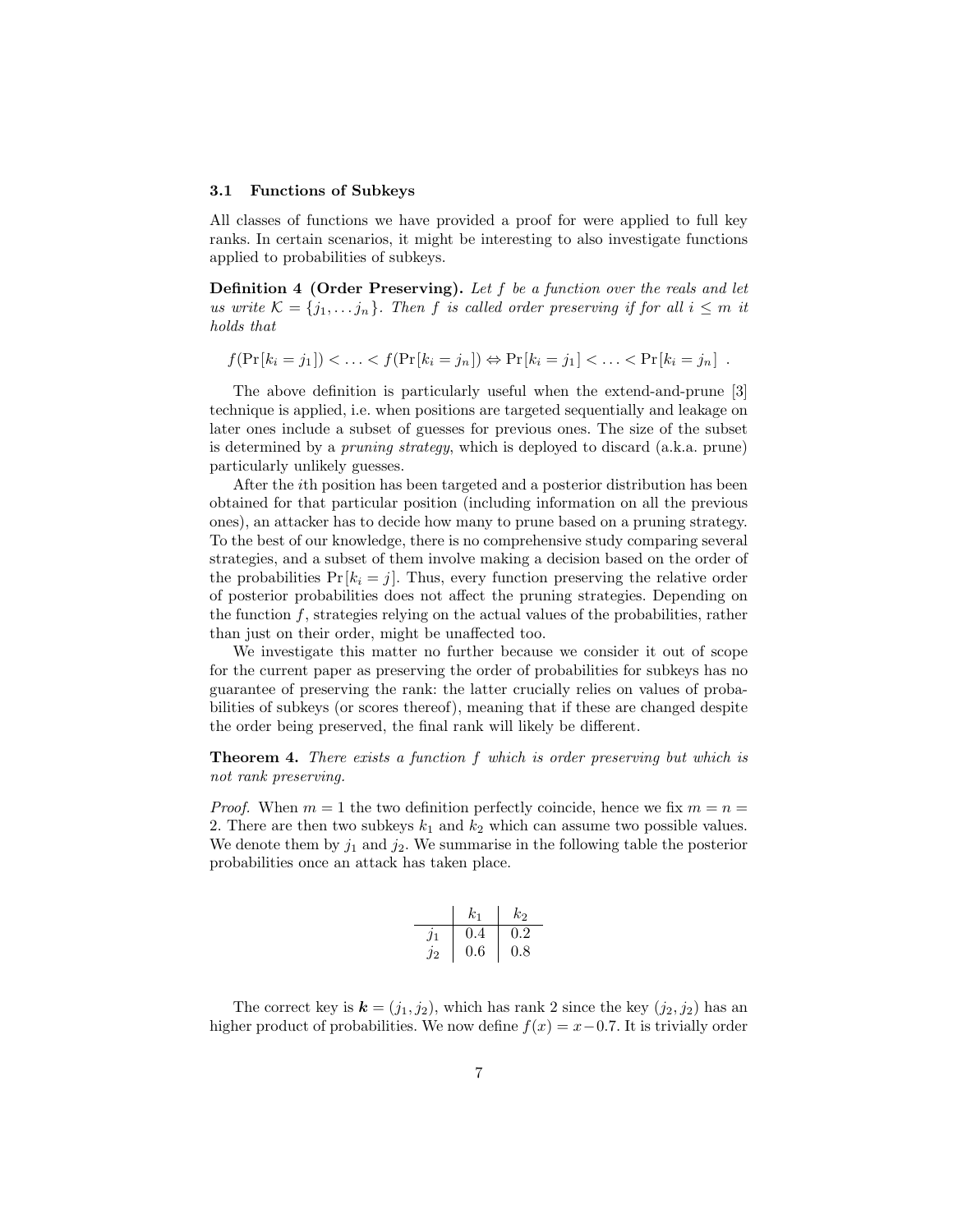### 3.1 Functions of Subkeys

All classes of functions we have provided a proof for were applied to full key ranks. In certain scenarios, it might be interesting to also investigate functions applied to probabilities of subkeys.

**Definition 4 (Order Preserving).** *Let $f$ be a function over the reals and let us write $\mathcal{K} = \{j_1, \ldots j_n\}$. Then $f$ is called order preserving if for all $i \leq m$ it holds that*

$$f(\Pr[k_i = j_1]) < \ldots < f(\Pr[k_i = j_n]) \Leftrightarrow \Pr[k_i = j_1] < \ldots < \Pr[k_i = j_n] \enspace .$$

The above definition is particularly useful when the extend-and-prune [3] technique is applied, i.e. when positions are targeted sequentially and leakage on later ones include a subset of guesses for previous ones. The size of the subset is determined by a *pruning strategy*, which is deployed to discard (a.k.a. prune) particularly unlikely guesses.

After the $i$th position has been targeted and a posterior distribution has been obtained for that particular position (including information on all the previous ones), an attacker has to decide how many to prune based on a pruning strategy. To the best of our knowledge, there is no comprehensive study comparing several strategies, and a subset of them involve making a decision based on the order of the probabilities $\Pr[k_i = j]$. Thus, every function preserving the relative order of posterior probabilities does not affect the pruning strategies. Depending on the function $f$, strategies relying on the actual values of the probabilities, rather than just on their order, might be unaffected too.

We investigate this matter no further because we consider it out of scope for the current paper as preserving the order of probabilities for subkeys has no guarantee of preserving the rank: the latter crucially relies on values of probabilities of subkeys (or scores thereof), meaning that if these are changed despite the order being preserved, the final rank will likely be different.

**Theorem 4.** *There exists a function $f$ which is order preserving but which is not rank preserving.*

*Proof.* When $m = 1$ the two definition perfectly coincide, hence we fix $m = n = 2$. There are then two subkeys $k_1$ and $k_2$ which can assume two possible values. We denote them by $j_1$ and $j_2$. We summarise in the following table the posterior probabilities once an attack has taken place.

| | $k_1$ | $k_2$ |
|---|---|---|
| $j_1$ | 0.4 | 0.2 |
| $j_2$ | 0.6 | 0.8 |

The correct key is $\boldsymbol{k} = (j_1, j_2)$, which has rank 2 since the key $(j_2, j_2)$ has an higher product of probabilities. We now define $f(x) = x - 0.7$. It is trivially order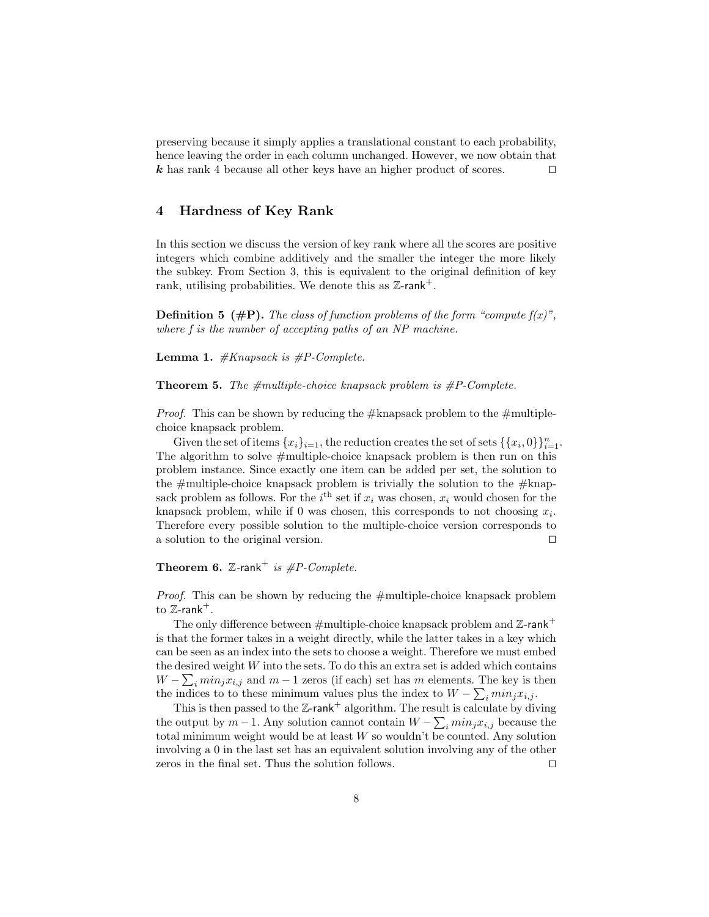preserving because it simply applies a translational constant to each probability, hence leaving the order in each column unchanged. However, we now obtain that $\boldsymbol{k}$ has rank 4 because all other keys have an higher product of scores. $\square$

## 4 Hardness of Key Rank

In this section we discuss the version of key rank where all the scores are positive integers which combine additively and the smaller the integer the more likely the subkey. From Section 3, this is equivalent to the original definition of key rank, utilising probabilities. We denote this as $\mathbb{Z}$-$\mathsf{rank}^+$.

**Definition 5 (#P).** *The class of function problems of the form "compute f(x)", where f is the number of accepting paths of an NP machine.*

**Lemma 1.** *#Knapsack is #P-Complete.*

**Theorem 5.** *The #multiple-choice knapsack problem is #P-Complete.*

*Proof.* This can be shown by reducing the #knapsack problem to the #multiple-choice knapsack problem.

Given the set of items $\{x_i\}_{i=1}$, the reduction creates the set of sets $\{\{x_i, 0\}\}_{i=1}^n$. The algorithm to solve #multiple-choice knapsack problem is then run on this problem instance. Since exactly one item can be added per set, the solution to the #multiple-choice knapsack problem is trivially the solution to the #knapsack problem as follows. For the $i^{\text{th}}$ set if $x_i$ was chosen, $x_i$ would chosen for the knapsack problem, while if 0 was chosen, this corresponds to not choosing $x_i$. Therefore every possible solution to the multiple-choice version corresponds to a solution to the original version. $\square$

**Theorem 6.** *$\mathbb{Z}$-$\mathsf{rank}^+$ is #P-Complete.*

*Proof.* This can be shown by reducing the #multiple-choice knapsack problem to $\mathbb{Z}$-$\mathsf{rank}^+$.

The only difference between #multiple-choice knapsack problem and $\mathbb{Z}$-$\mathsf{rank}^+$ is that the former takes in a weight directly, while the latter takes in a key which can be seen as an index into the sets to choose a weight. Therefore we must embed the desired weight $W$ into the sets. To do this an extra set is added which contains $W - \sum_i min_j x_{i,j}$ and $m-1$ zeros (if each) set has $m$ elements. The key is then the indices to to these minimum values plus the index to $W - \sum_i min_j x_{i,j}$.

This is then passed to the $\mathbb{Z}$-$\mathsf{rank}^+$ algorithm. The result is calculate by diving the output by $m-1$. Any solution cannot contain $W - \sum_i min_j x_{i,j}$ because the total minimum weight would be at least $W$ so wouldn't be counted. Any solution involving a 0 in the last set has an equivalent solution involving any of the other zeros in the final set. Thus the solution follows. $\square$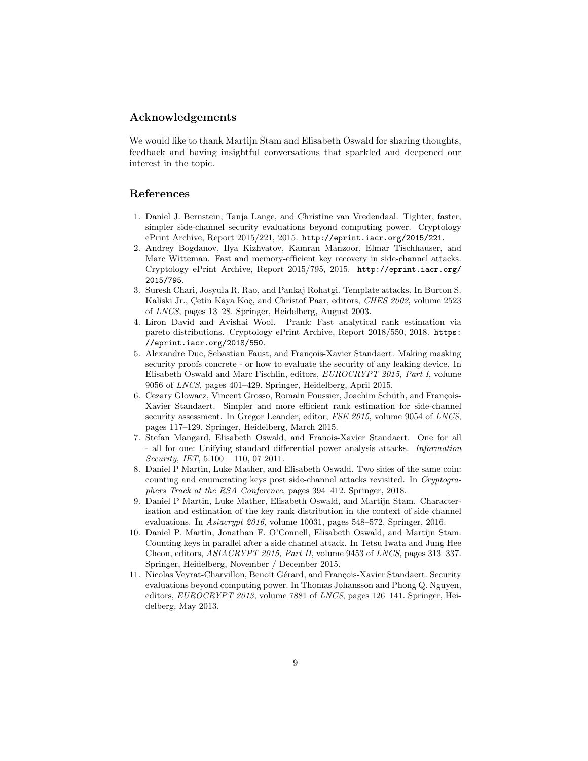## Acknowledgements

We would like to thank Martijn Stam and Elisabeth Oswald for sharing thoughts, feedback and having insightful conversations that sparkled and deepened our interest in the topic.

## References

1. Daniel J. Bernstein, Tanja Lange, and Christine van Vredendaal. Tighter, faster, simpler side-channel security evaluations beyond computing power. Cryptology ePrint Archive, Report 2015/221, 2015. `http://eprint.iacr.org/2015/221`.
2. Andrey Bogdanov, Ilya Kizhvatov, Kamran Manzoor, Elmar Tischhauser, and Marc Witteman. Fast and memory-efficient key recovery in side-channel attacks. Cryptology ePrint Archive, Report 2015/795, 2015. `http://eprint.iacr.org/2015/795`.
3. Suresh Chari, Josyula R. Rao, and Pankaj Rohatgi. Template attacks. In Burton S. Kaliski Jr., Çetin Kaya Koç, and Christof Paar, editors, *CHES 2002*, volume 2523 of *LNCS*, pages 13–28. Springer, Heidelberg, August 2003.
4. Liron David and Avishai Wool. Prank: Fast analytical rank estimation via pareto distributions. Cryptology ePrint Archive, Report 2018/550, 2018. `https://eprint.iacr.org/2018/550`.
5. Alexandre Duc, Sebastian Faust, and François-Xavier Standaert. Making masking security proofs concrete - or how to evaluate the security of any leaking device. In Elisabeth Oswald and Marc Fischlin, editors, *EUROCRYPT 2015, Part I*, volume 9056 of *LNCS*, pages 401–429. Springer, Heidelberg, April 2015.
6. Cezary Glowacz, Vincent Grosso, Romain Poussier, Joachim Schüth, and François-Xavier Standaert. Simpler and more efficient rank estimation for side-channel security assessment. In Gregor Leander, editor, *FSE 2015*, volume 9054 of *LNCS*, pages 117–129. Springer, Heidelberg, March 2015.
7. Stefan Mangard, Elisabeth Oswald, and Franois-Xavier Standaert. One for all - all for one: Unifying standard differential power analysis attacks. *Information Security, IET*, 5:100 – 110, 07 2011.
8. Daniel P Martin, Luke Mather, and Elisabeth Oswald. Two sides of the same coin: counting and enumerating keys post side-channel attacks revisited. In *Cryptographers Track at the RSA Conference*, pages 394–412. Springer, 2018.
9. Daniel P Martin, Luke Mather, Elisabeth Oswald, and Martijn Stam. Characterisation and estimation of the key rank distribution in the context of side channel evaluations. In *Asiacrypt 2016*, volume 10031, pages 548–572. Springer, 2016.
10. Daniel P. Martin, Jonathan F. O'Connell, Elisabeth Oswald, and Martijn Stam. Counting keys in parallel after a side channel attack. In Tetsu Iwata and Jung Hee Cheon, editors, *ASIACRYPT 2015, Part II*, volume 9453 of *LNCS*, pages 313–337. Springer, Heidelberg, November / December 2015.
11. Nicolas Veyrat-Charvillon, Benoît Gérard, and François-Xavier Standaert. Security evaluations beyond computing power. In Thomas Johansson and Phong Q. Nguyen, editors, *EUROCRYPT 2013*, volume 7881 of *LNCS*, pages 126–141. Springer, Heidelberg, May 2013.